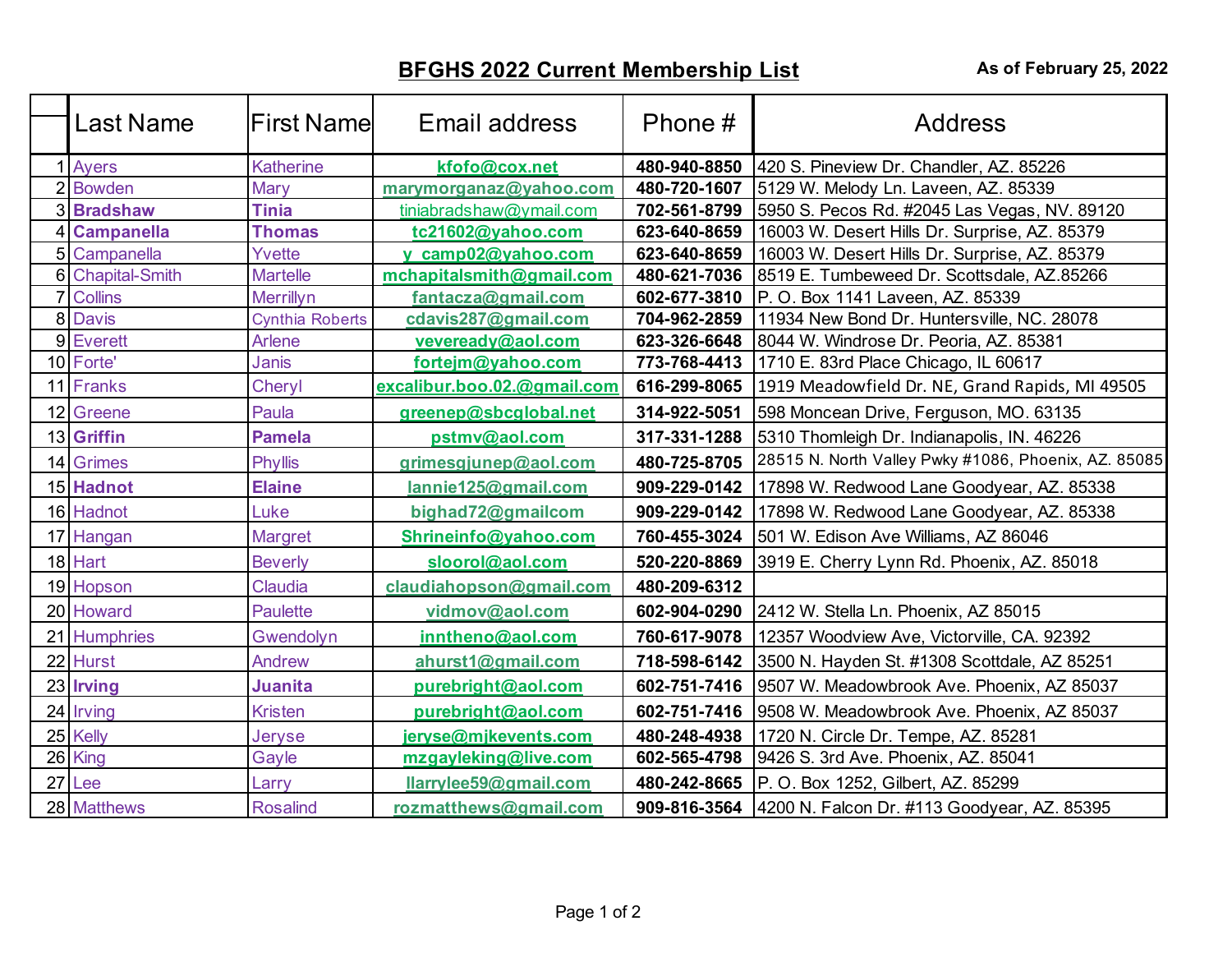**BFGHS 2022 Current Membership List**

**As of February 25, 2022**

| | Last Name | First Name | Email address | Phone # | Address |
|---|---|---|---|---|---|
| 1 | Ayers | Katherine | kfofo@cox.net | 480-940-8850 | 420 S. Pineview Dr. Chandler, AZ. 85226 |
| 2 | Bowden | Mary | marymorganaz@yahoo.com | 480-720-1607 | 5129 W. Melody Ln. Laveen, AZ. 85339 |
| 3 | **Bradshaw** | **Tinia** | tiniabradshaw@ymail.com | 702-561-8799 | 5950 S. Pecos Rd. #2045 Las Vegas, NV. 89120 |
| 4 | **Campanella** | **Thomas** | tc21602@yahoo.com | 623-640-8659 | 16003 W. Desert Hills Dr. Surprise, AZ. 85379 |
| 5 | Campanella | Yvette | y_camp02@yahoo.com | 623-640-8659 | 16003 W. Desert Hills Dr. Surprise, AZ. 85379 |
| 6 | Chapital-Smith | Martelle | mchapitalsmith@gmail.com | 480-621-7036 | 8519 E. Tumbeweed Dr. Scottsdale, AZ.85266 |
| 7 | Collins | Merrillyn | fantacza@gmail.com | 602-677-3810 | P. O. Box 1141 Laveen, AZ. 85339 |
| 8 | Davis | Cynthia Roberts | cdavis287@gmail.com | 704-962-2859 | 11934 New Bond Dr. Huntersville, NC. 28078 |
| 9 | Everett | Arlene | veveready@aol.com | 623-326-6648 | 8044 W. Windrose Dr. Peoria, AZ. 85381 |
| 10 | Forte' | Janis | fortejm@yahoo.com | 773-768-4413 | 1710 E. 83rd Place Chicago, IL 60617 |
| 11 | Franks | Cheryl | excalibur.boo.02.@gmail.com | 616-299-8065 | 1919 Meadowfield Dr. NE, Grand Rapids, MI 49505 |
| 12 | Greene | Paula | greenep@sbcglobal.net | 314-922-5051 | 598 Moncean Drive, Ferguson, MO. 63135 |
| 13 | **Griffin** | **Pamela** | pstmv@aol.com | 317-331-1288 | 5310 Thomleigh Dr. Indianapolis, IN. 46226 |
| 14 | Grimes | Phyllis | grimesgjunep@aol.com | 480-725-8705 | 28515 N. North Valley Pwky #1086, Phoenix, AZ. 85085 |
| 15 | **Hadnot** | **Elaine** | lannie125@gmail.com | 909-229-0142 | 17898 W. Redwood Lane Goodyear, AZ. 85338 |
| 16 | Hadnot | Luke | bighad72@gmailcom | 909-229-0142 | 17898 W. Redwood Lane Goodyear, AZ. 85338 |
| 17 | Hangan | Margret | Shrineinfo@yahoo.com | 760-455-3024 | 501 W. Edison Ave Williams, AZ 86046 |
| 18 | Hart | Beverly | sloorol@aol.com | 520-220-8869 | 3919 E. Cherry Lynn Rd. Phoenix, AZ. 85018 |
| 19 | Hopson | Claudia | claudiahopson@gmail.com | 480-209-6312 | |
| 20 | Howard | Paulette | vidmov@aol.com | 602-904-0290 | 2412 W. Stella Ln. Phoenix, AZ 85015 |
| 21 | Humphries | Gwendolyn | inntheno@aol.com | 760-617-9078 | 12357 Woodview Ave, Victorville, CA. 92392 |
| 22 | Hurst | Andrew | ahurst1@gmail.com | 718-598-6142 | 3500 N. Hayden St. #1308 Scottdale, AZ 85251 |
| 23 | **Irving** | **Juanita** | purebright@aol.com | 602-751-7416 | 9507 W. Meadowbrook Ave. Phoenix, AZ 85037 |
| 24 | Irving | Kristen | purebright@aol.com | 602-751-7416 | 9508 W. Meadowbrook Ave. Phoenix, AZ 85037 |
| 25 | Kelly | Jeryse | jeryse@mjkevents.com | 480-248-4938 | 1720 N. Circle Dr. Tempe, AZ. 85281 |
| 26 | King | Gayle | mzgayleking@live.com | 602-565-4798 | 9426 S. 3rd Ave. Phoenix, AZ. 85041 |
| 27 | Lee | Larry | llarrylee59@gmail.com | 480-242-8665 | P. O. Box 1252, Gilbert, AZ. 85299 |
| 28 | Matthews | Rosalind | rozmatthews@gmail.com | 909-816-3564 | 4200 N. Falcon Dr. #113 Goodyear, AZ. 85395 |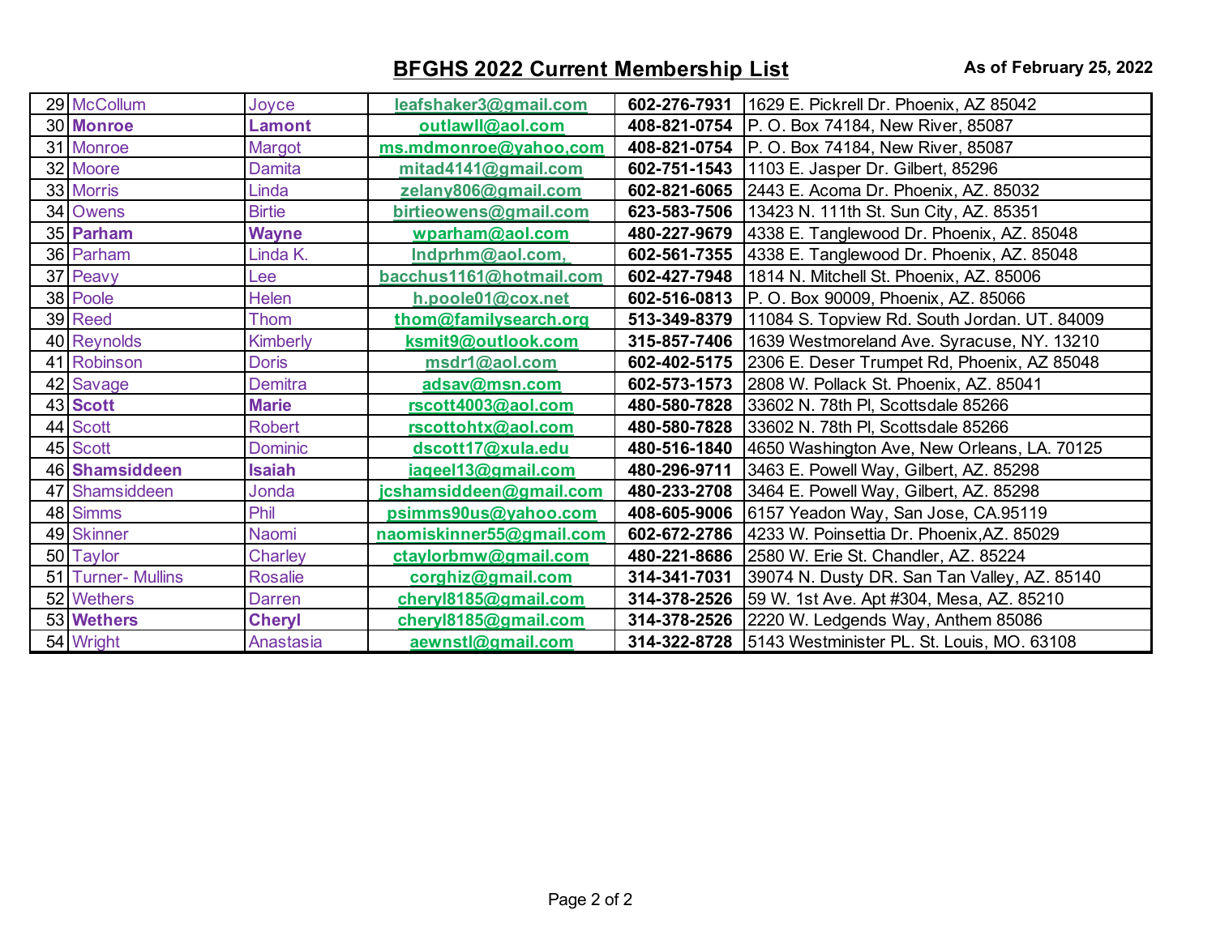## BFGHS 2022 Current Membership List

As of February 25, 2022

| | | | | | |
|---|---|---|---|---|---|
| 29 | McCollum | Joyce | leafshaker3@gmail.com | 602-276-7931 | 1629 E. Pickrell Dr. Phoenix, AZ 85042 |
| 30 | **Monroe** | **Lamont** | outlawll@aol.com | 408-821-0754 | P. O. Box 74184, New River, 85087 |
| 31 | Monroe | Margot | ms.mdmonroe@yahoo,com | 408-821-0754 | P. O. Box 74184, New River, 85087 |
| 32 | Moore | Damita | mitad4141@gmail.com | 602-751-1543 | 1103 E. Jasper Dr. Gilbert, 85296 |
| 33 | Morris | Linda | zelany806@gmail.com | 602-821-6065 | 2443 E. Acoma Dr. Phoenix, AZ. 85032 |
| 34 | Owens | Birtie | birtieowens@gmail.com | 623-583-7506 | 13423 N. 111th St. Sun City, AZ. 85351 |
| 35 | **Parham** | **Wayne** | wparham@aol.com | 480-227-9679 | 4338 E. Tanglewood Dr. Phoenix, AZ. 85048 |
| 36 | Parham | Linda K. | lndprhm@aol.com, | 602-561-7355 | 4338 E. Tanglewood Dr. Phoenix, AZ. 85048 |
| 37 | Peavy | Lee | bacchus1161@hotmail.com | 602-427-7948 | 1814 N. Mitchell St. Phoenix, AZ. 85006 |
| 38 | Poole | Helen | h.poole01@cox.net | 602-516-0813 | P. O. Box 90009, Phoenix, AZ. 85066 |
| 39 | Reed | Thom | thom@familysearch.org | 513-349-8379 | 11084 S. Topview Rd. South Jordan. UT. 84009 |
| 40 | Reynolds | Kimberly | ksmit9@outlook.com | 315-857-7406 | 1639 Westmoreland Ave. Syracuse, NY. 13210 |
| 41 | Robinson | Doris | msdr1@aol.com | 602-402-5175 | 2306 E. Deser Trumpet Rd, Phoenix, AZ 85048 |
| 42 | Savage | Demitra | adsav@msn.com | 602-573-1573 | 2808 W. Pollack St. Phoenix, AZ. 85041 |
| 43 | **Scott** | **Marie** | rscott4003@aol.com | 480-580-7828 | 33602 N. 78th Pl, Scottsdale 85266 |
| 44 | Scott | Robert | rscottohtx@aol.com | 480-580-7828 | 33602 N. 78th Pl, Scottsdale 85266 |
| 45 | Scott | Dominic | dscott17@xula.edu | 480-516-1840 | 4650 Washington Ave, New Orleans, LA. 70125 |
| 46 | **Shamsiddeen** | **Isaiah** | iaqeel13@gmail.com | 480-296-9711 | 3463 E. Powell Way, Gilbert, AZ. 85298 |
| 47 | Shamsiddeen | Jonda | jcshamsiddeen@gmail.com | 480-233-2708 | 3464 E. Powell Way, Gilbert, AZ. 85298 |
| 48 | Simms | Phil | psimms90us@yahoo.com | 408-605-9006 | 6157 Yeadon Way, San Jose, CA.95119 |
| 49 | Skinner | Naomi | naomiskinner55@gmail.com | 602-672-2786 | 4233 W. Poinsettia Dr. Phoenix,AZ. 85029 |
| 50 | Taylor | Charley | ctaylorbmw@gmail.com | 480-221-8686 | 2580 W. Erie St. Chandler, AZ. 85224 |
| 51 | Turner- Mullins | Rosalie | corghiz@gmail.com | 314-341-7031 | 39074 N. Dusty DR. San Tan Valley, AZ. 85140 |
| 52 | Wethers | Darren | cheryl8185@gmail.com | 314-378-2526 | 59 W. 1st Ave. Apt #304, Mesa, AZ. 85210 |
| 53 | **Wethers** | **Cheryl** | cheryl8185@gmail.com | 314-378-2526 | 2220 W. Ledgends Way, Anthem 85086 |
| 54 | Wright | Anastasia | aewnstl@gmail.com | 314-322-8728 | 5143 Westminister PL. St. Louis, MO. 63108 |